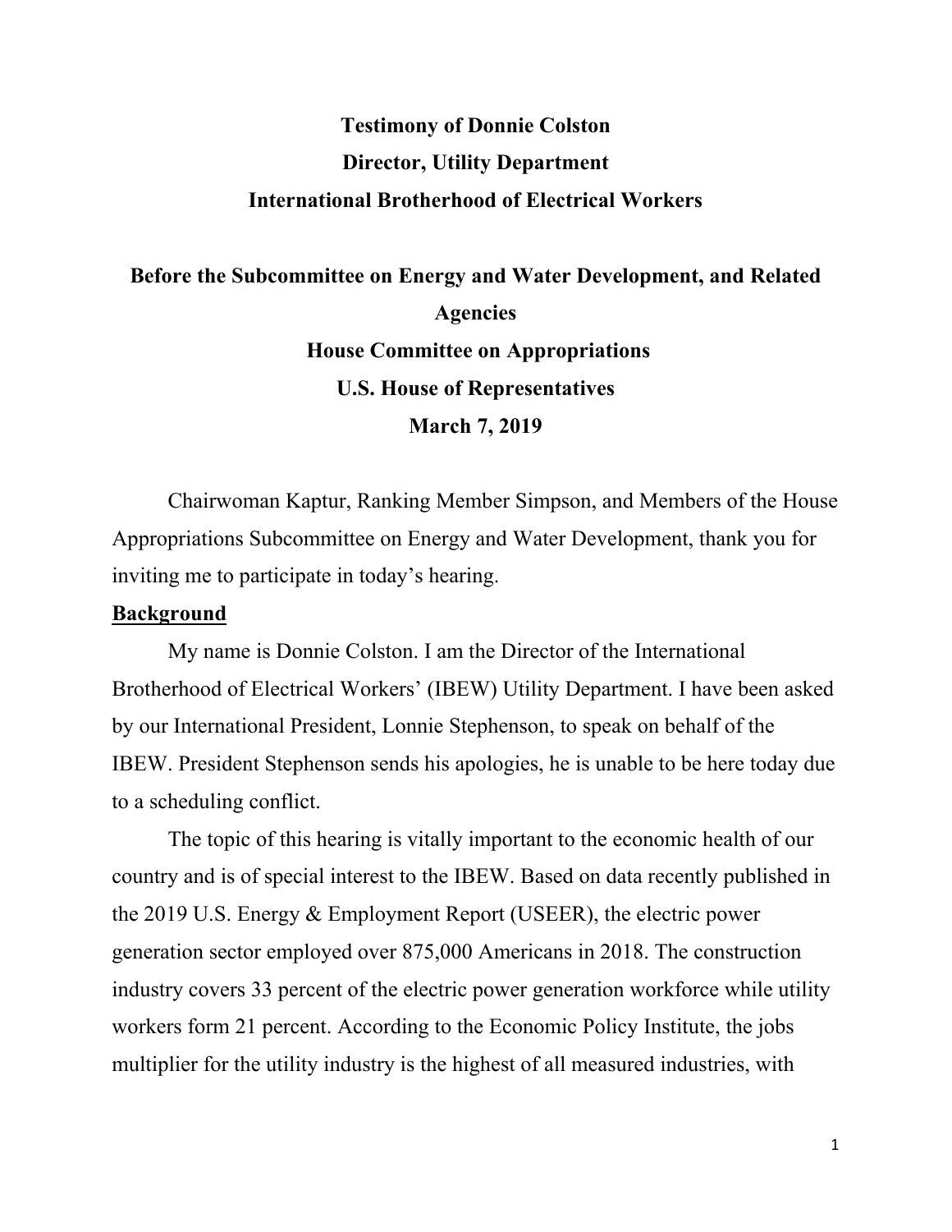**Testimony of Donnie Colston**

**Director, Utility Department**

**International Brotherhood of Electrical Workers**

**Before the Subcommittee on Energy and Water Development, and Related Agencies**

**House Committee on Appropriations**

**U.S. House of Representatives**

**March 7, 2019**

Chairwoman Kaptur, Ranking Member Simpson, and Members of the House Appropriations Subcommittee on Energy and Water Development, thank you for inviting me to participate in today's hearing.

## Background

My name is Donnie Colston. I am the Director of the International Brotherhood of Electrical Workers' (IBEW) Utility Department. I have been asked by our International President, Lonnie Stephenson, to speak on behalf of the IBEW. President Stephenson sends his apologies, he is unable to be here today due to a scheduling conflict.

The topic of this hearing is vitally important to the economic health of our country and is of special interest to the IBEW. Based on data recently published in the 2019 U.S. Energy & Employment Report (USEER), the electric power generation sector employed over 875,000 Americans in 2018. The construction industry covers 33 percent of the electric power generation workforce while utility workers form 21 percent. According to the Economic Policy Institute, the jobs multiplier for the utility industry is the highest of all measured industries, with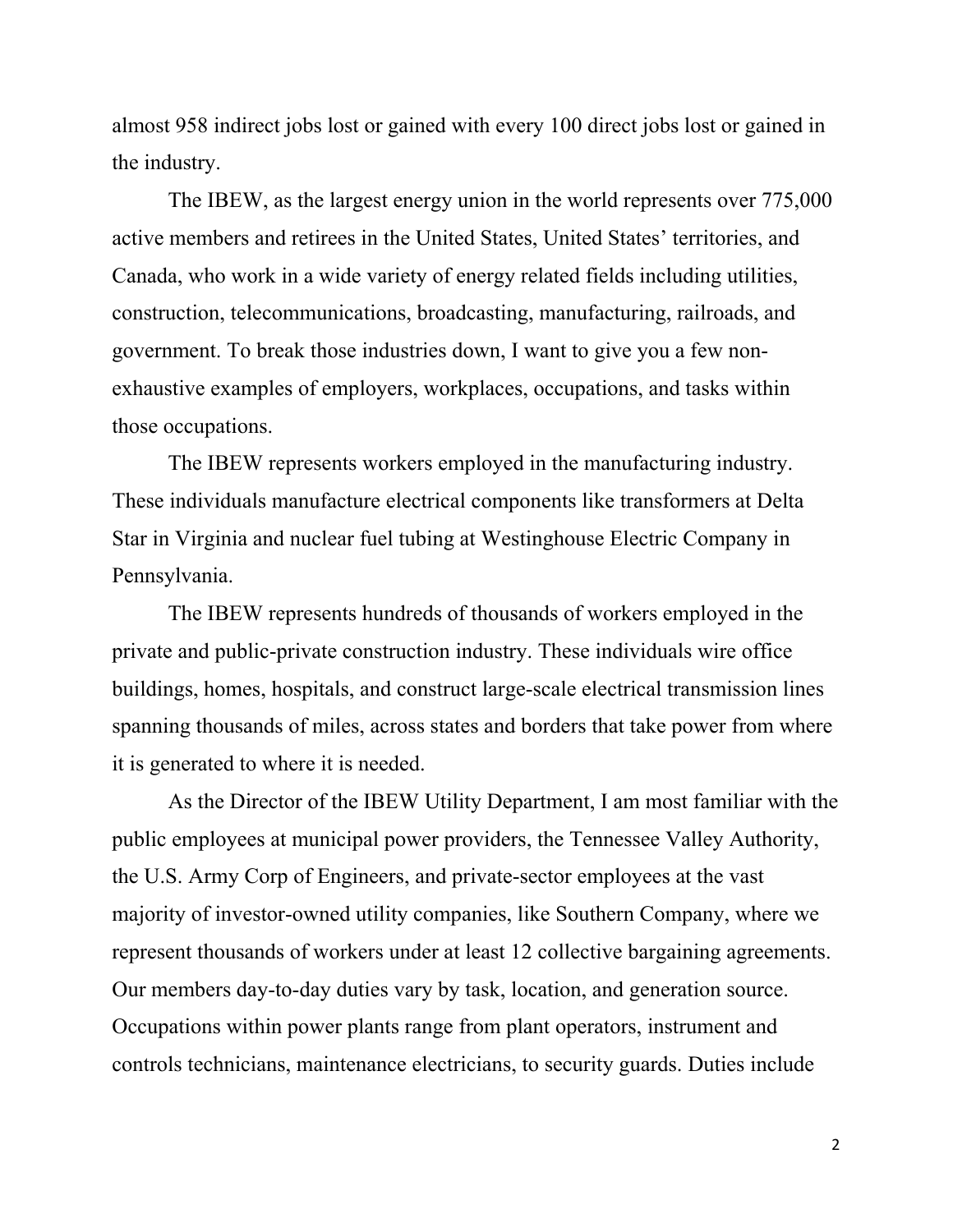almost 958 indirect jobs lost or gained with every 100 direct jobs lost or gained in the industry.

The IBEW, as the largest energy union in the world represents over 775,000 active members and retirees in the United States, United States' territories, and Canada, who work in a wide variety of energy related fields including utilities, construction, telecommunications, broadcasting, manufacturing, railroads, and government. To break those industries down, I want to give you a few non-exhaustive examples of employers, workplaces, occupations, and tasks within those occupations.

The IBEW represents workers employed in the manufacturing industry. These individuals manufacture electrical components like transformers at Delta Star in Virginia and nuclear fuel tubing at Westinghouse Electric Company in Pennsylvania.

The IBEW represents hundreds of thousands of workers employed in the private and public-private construction industry. These individuals wire office buildings, homes, hospitals, and construct large-scale electrical transmission lines spanning thousands of miles, across states and borders that take power from where it is generated to where it is needed.

As the Director of the IBEW Utility Department, I am most familiar with the public employees at municipal power providers, the Tennessee Valley Authority, the U.S. Army Corp of Engineers, and private-sector employees at the vast majority of investor-owned utility companies, like Southern Company, where we represent thousands of workers under at least 12 collective bargaining agreements. Our members day-to-day duties vary by task, location, and generation source. Occupations within power plants range from plant operators, instrument and controls technicians, maintenance electricians, to security guards. Duties include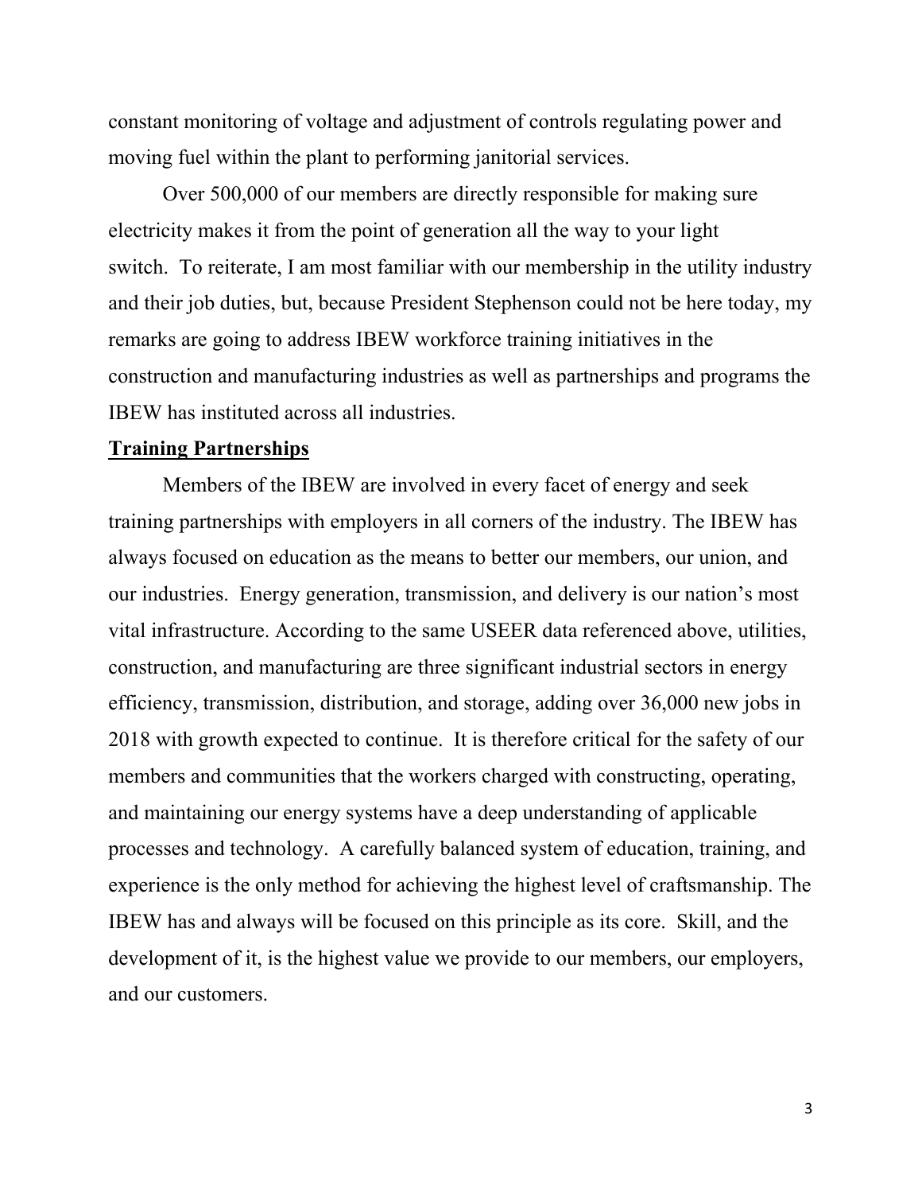constant monitoring of voltage and adjustment of controls regulating power and moving fuel within the plant to performing janitorial services.

Over 500,000 of our members are directly responsible for making sure electricity makes it from the point of generation all the way to your light switch. To reiterate, I am most familiar with our membership in the utility industry and their job duties, but, because President Stephenson could not be here today, my remarks are going to address IBEW workforce training initiatives in the construction and manufacturing industries as well as partnerships and programs the IBEW has instituted across all industries.

**Training Partnerships**

Members of the IBEW are involved in every facet of energy and seek training partnerships with employers in all corners of the industry. The IBEW has always focused on education as the means to better our members, our union, and our industries. Energy generation, transmission, and delivery is our nation's most vital infrastructure. According to the same USEER data referenced above, utilities, construction, and manufacturing are three significant industrial sectors in energy efficiency, transmission, distribution, and storage, adding over 36,000 new jobs in 2018 with growth expected to continue. It is therefore critical for the safety of our members and communities that the workers charged with constructing, operating, and maintaining our energy systems have a deep understanding of applicable processes and technology. A carefully balanced system of education, training, and experience is the only method for achieving the highest level of craftsmanship. The IBEW has and always will be focused on this principle as its core. Skill, and the development of it, is the highest value we provide to our members, our employers, and our customers.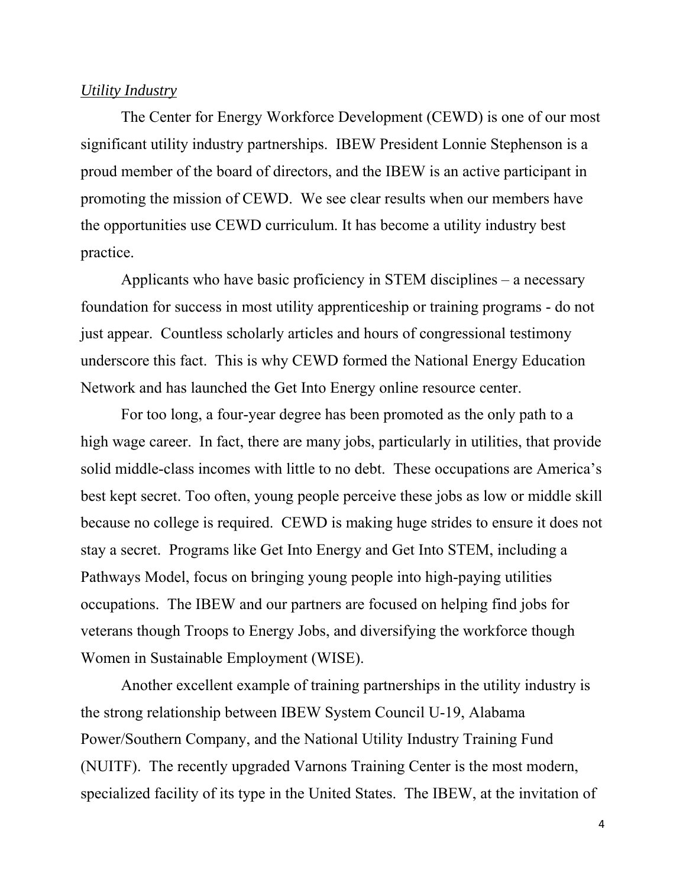*Utility Industry*

The Center for Energy Workforce Development (CEWD) is one of our most significant utility industry partnerships. IBEW President Lonnie Stephenson is a proud member of the board of directors, and the IBEW is an active participant in promoting the mission of CEWD. We see clear results when our members have the opportunities use CEWD curriculum. It has become a utility industry best practice.

Applicants who have basic proficiency in STEM disciplines – a necessary foundation for success in most utility apprenticeship or training programs - do not just appear. Countless scholarly articles and hours of congressional testimony underscore this fact. This is why CEWD formed the National Energy Education Network and has launched the Get Into Energy online resource center.

For too long, a four-year degree has been promoted as the only path to a high wage career. In fact, there are many jobs, particularly in utilities, that provide solid middle-class incomes with little to no debt. These occupations are America's best kept secret. Too often, young people perceive these jobs as low or middle skill because no college is required. CEWD is making huge strides to ensure it does not stay a secret. Programs like Get Into Energy and Get Into STEM, including a Pathways Model, focus on bringing young people into high-paying utilities occupations. The IBEW and our partners are focused on helping find jobs for veterans though Troops to Energy Jobs, and diversifying the workforce though Women in Sustainable Employment (WISE).

Another excellent example of training partnerships in the utility industry is the strong relationship between IBEW System Council U-19, Alabama Power/Southern Company, and the National Utility Industry Training Fund (NUITF). The recently upgraded Varnons Training Center is the most modern, specialized facility of its type in the United States. The IBEW, at the invitation of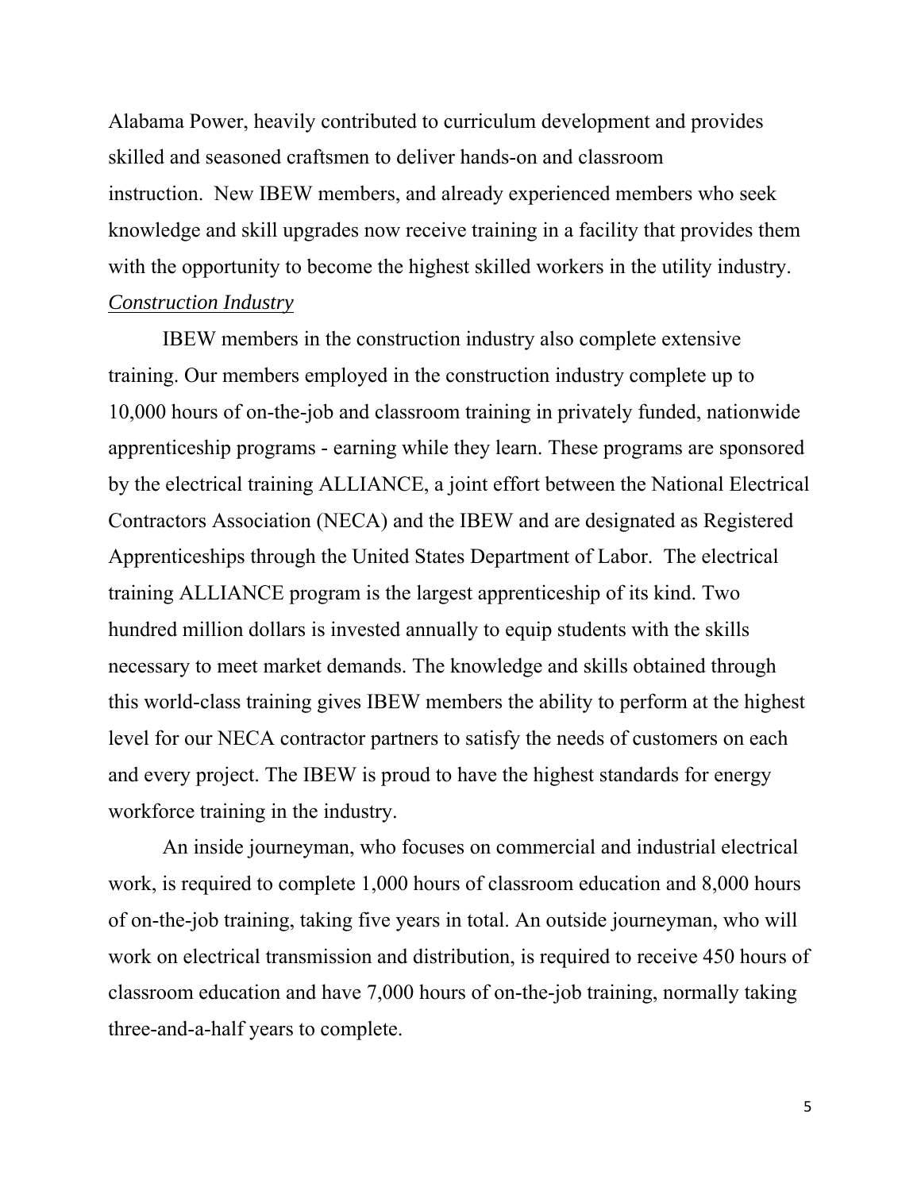Alabama Power, heavily contributed to curriculum development and provides skilled and seasoned craftsmen to deliver hands-on and classroom instruction. New IBEW members, and already experienced members who seek knowledge and skill upgrades now receive training in a facility that provides them with the opportunity to become the highest skilled workers in the utility industry.

*Construction Industry*

IBEW members in the construction industry also complete extensive training. Our members employed in the construction industry complete up to 10,000 hours of on-the-job and classroom training in privately funded, nationwide apprenticeship programs - earning while they learn. These programs are sponsored by the electrical training ALLIANCE, a joint effort between the National Electrical Contractors Association (NECA) and the IBEW and are designated as Registered Apprenticeships through the United States Department of Labor. The electrical training ALLIANCE program is the largest apprenticeship of its kind. Two hundred million dollars is invested annually to equip students with the skills necessary to meet market demands. The knowledge and skills obtained through this world-class training gives IBEW members the ability to perform at the highest level for our NECA contractor partners to satisfy the needs of customers on each and every project. The IBEW is proud to have the highest standards for energy workforce training in the industry.

An inside journeyman, who focuses on commercial and industrial electrical work, is required to complete 1,000 hours of classroom education and 8,000 hours of on-the-job training, taking five years in total. An outside journeyman, who will work on electrical transmission and distribution, is required to receive 450 hours of classroom education and have 7,000 hours of on-the-job training, normally taking three-and-a-half years to complete.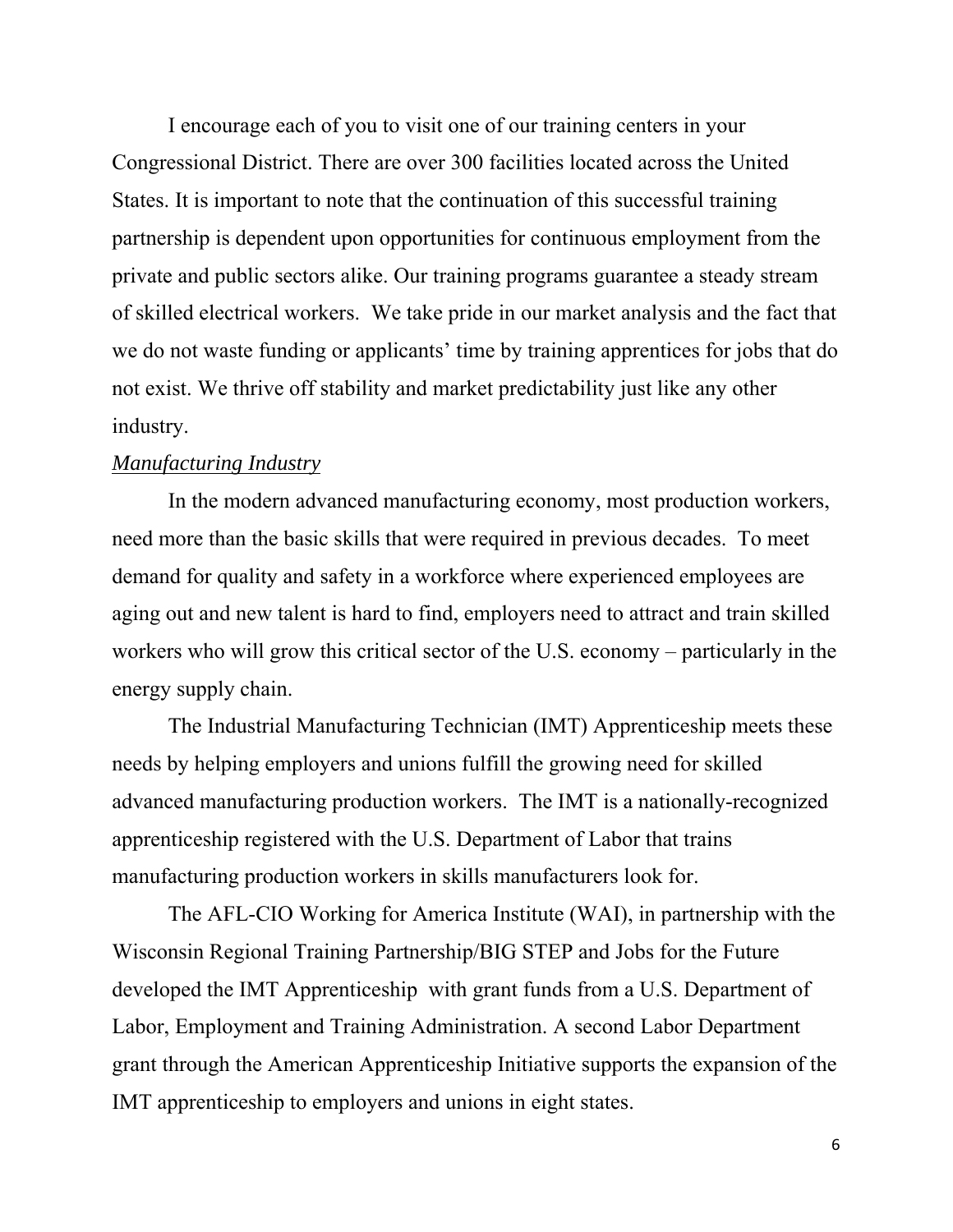I encourage each of you to visit one of our training centers in your Congressional District. There are over 300 facilities located across the United States. It is important to note that the continuation of this successful training partnership is dependent upon opportunities for continuous employment from the private and public sectors alike. Our training programs guarantee a steady stream of skilled electrical workers.  We take pride in our market analysis and the fact that we do not waste funding or applicants' time by training apprentices for jobs that do not exist. We thrive off stability and market predictability just like any other industry.

*Manufacturing Industry*

In the modern advanced manufacturing economy, most production workers, need more than the basic skills that were required in previous decades.  To meet demand for quality and safety in a workforce where experienced employees are aging out and new talent is hard to find, employers need to attract and train skilled workers who will grow this critical sector of the U.S. economy – particularly in the energy supply chain.

The Industrial Manufacturing Technician (IMT) Apprenticeship meets these needs by helping employers and unions fulfill the growing need for skilled advanced manufacturing production workers.  The IMT is a nationally-recognized apprenticeship registered with the U.S. Department of Labor that trains manufacturing production workers in skills manufacturers look for.

The AFL-CIO Working for America Institute (WAI), in partnership with the Wisconsin Regional Training Partnership/BIG STEP and Jobs for the Future developed the IMT Apprenticeship  with grant funds from a U.S. Department of Labor, Employment and Training Administration. A second Labor Department grant through the American Apprenticeship Initiative supports the expansion of the IMT apprenticeship to employers and unions in eight states.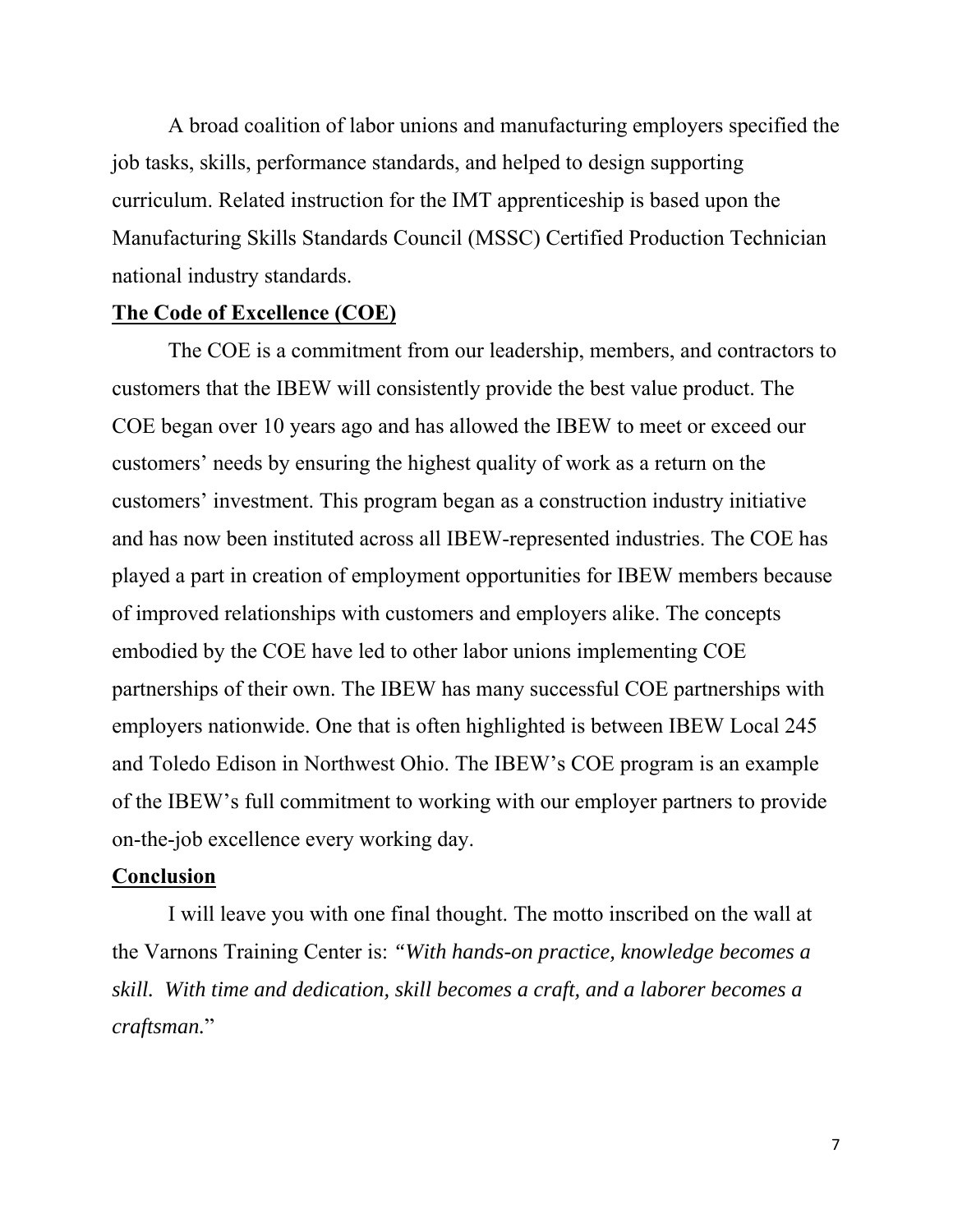A broad coalition of labor unions and manufacturing employers specified the job tasks, skills, performance standards, and helped to design supporting curriculum. Related instruction for the IMT apprenticeship is based upon the Manufacturing Skills Standards Council (MSSC) Certified Production Technician national industry standards.

**The Code of Excellence (COE)**

The COE is a commitment from our leadership, members, and contractors to customers that the IBEW will consistently provide the best value product. The COE began over 10 years ago and has allowed the IBEW to meet or exceed our customers' needs by ensuring the highest quality of work as a return on the customers' investment. This program began as a construction industry initiative and has now been instituted across all IBEW-represented industries. The COE has played a part in creation of employment opportunities for IBEW members because of improved relationships with customers and employers alike. The concepts embodied by the COE have led to other labor unions implementing COE partnerships of their own. The IBEW has many successful COE partnerships with employers nationwide. One that is often highlighted is between IBEW Local 245 and Toledo Edison in Northwest Ohio. The IBEW's COE program is an example of the IBEW's full commitment to working with our employer partners to provide on-the-job excellence every working day.

**Conclusion**

I will leave you with one final thought. The motto inscribed on the wall at the Varnons Training Center is: *"With hands-on practice, knowledge becomes a skill. With time and dedication, skill becomes a craft, and a laborer becomes a craftsman.*"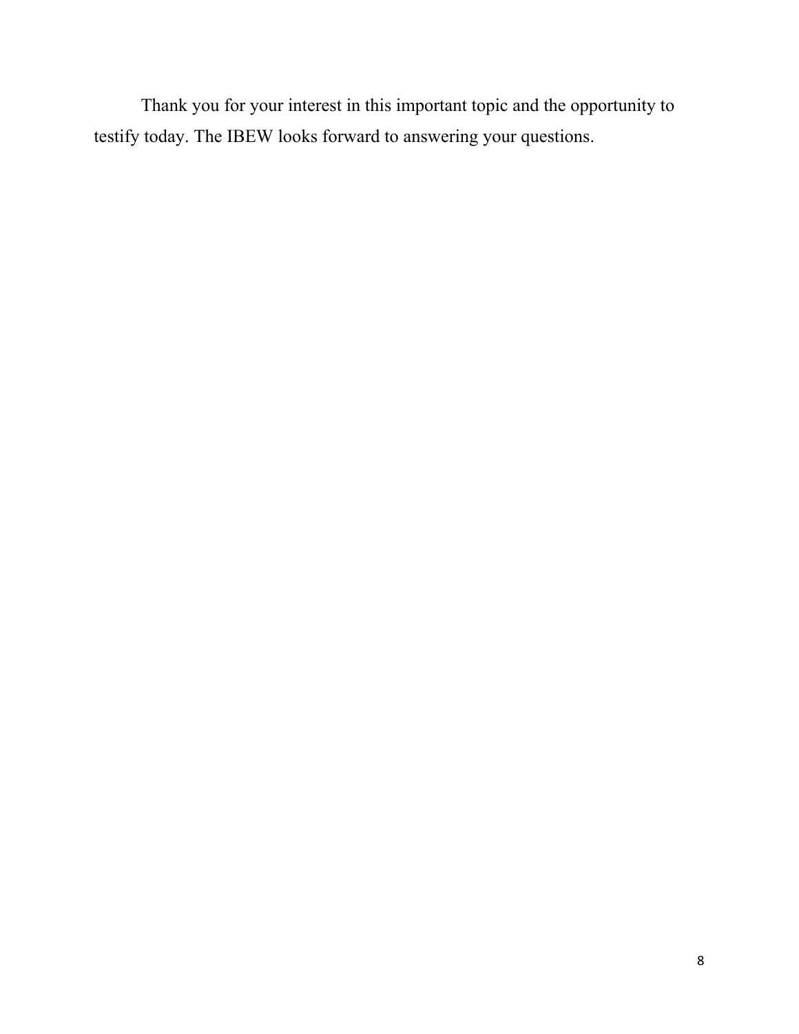Thank you for your interest in this important topic and the opportunity to testify today. The IBEW looks forward to answering your questions.